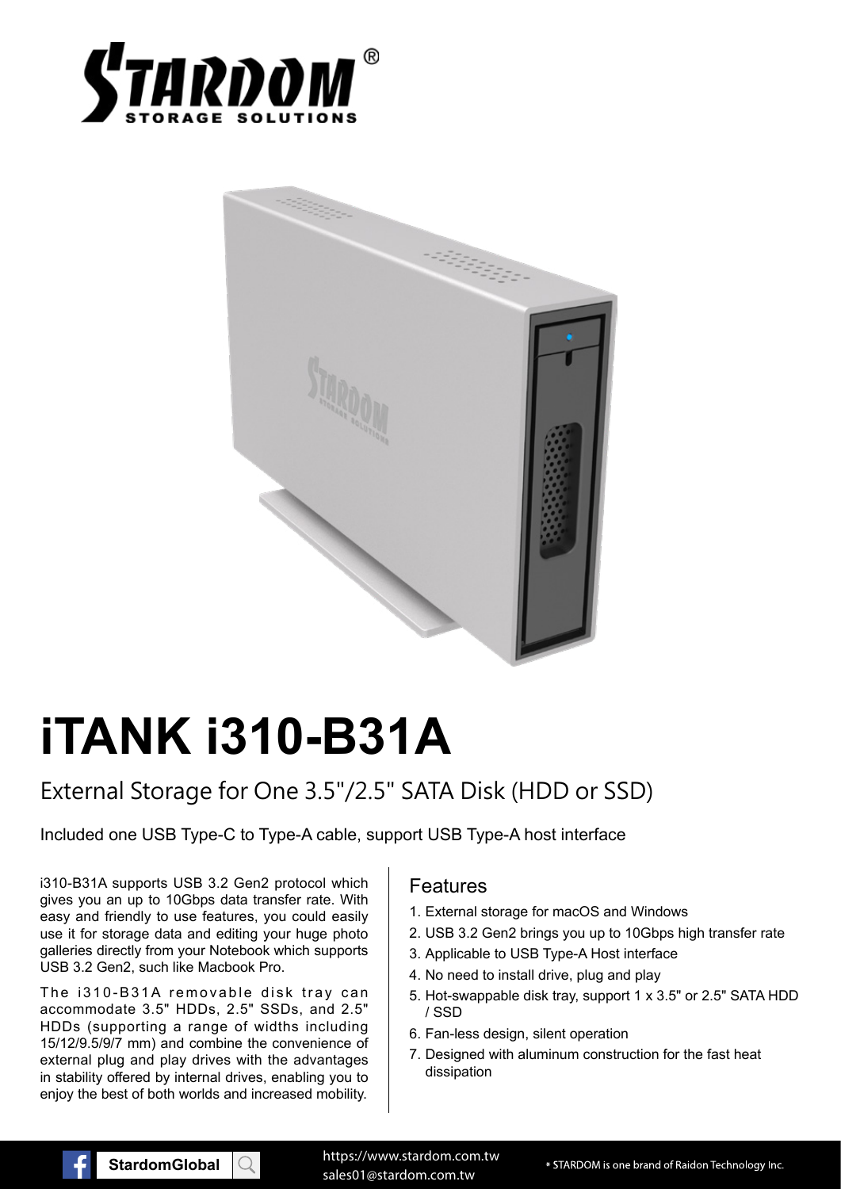# iTANK i310-B31A

## External Storage for One 3.5"/2.5" SATA Disk (HDD or SSD)

Included one USB Type-C to Type-A cable, support USB Type-A host interface

i310-B31A supports USB 3.2 Gen2 protocol which gives you an up to 10Gbps data transfer rate. With easy and friendly to use features, you could easily use it for storage data and editing your huge photo galleries directly from your Notebook which supports USB 3.2 Gen2, such like Macbook Pro.

The i310-B31A removable disk tray can accommodate 3.5" HDDs, 2.5" SSDs, and 2.5" HDDs (supporting a range of widths including 15/12/9.5/9/7 mm) and combine the convenience of external plug and play drives with the advantages in stability offered by internal drives, enabling you to enjoy the best of both worlds and increased mobility.

### Features

1. External storage for macOS and Windows
2. USB 3.2 Gen2 brings you up to 10Gbps high transfer rate
3. Applicable to USB Type-A Host interface
4. No need to install drive, plug and play
5. Hot-swappable disk tray, support 1 x 3.5" or 2.5" SATA HDD / SSD
6. Fan-less design, silent operation
7. Designed with aluminum construction for the fast heat dissipation

StardomGlobal

https://www.stardom.com.tw
sales01@stardom.com.tw

* STARDOM is one brand of Raidon Technology Inc.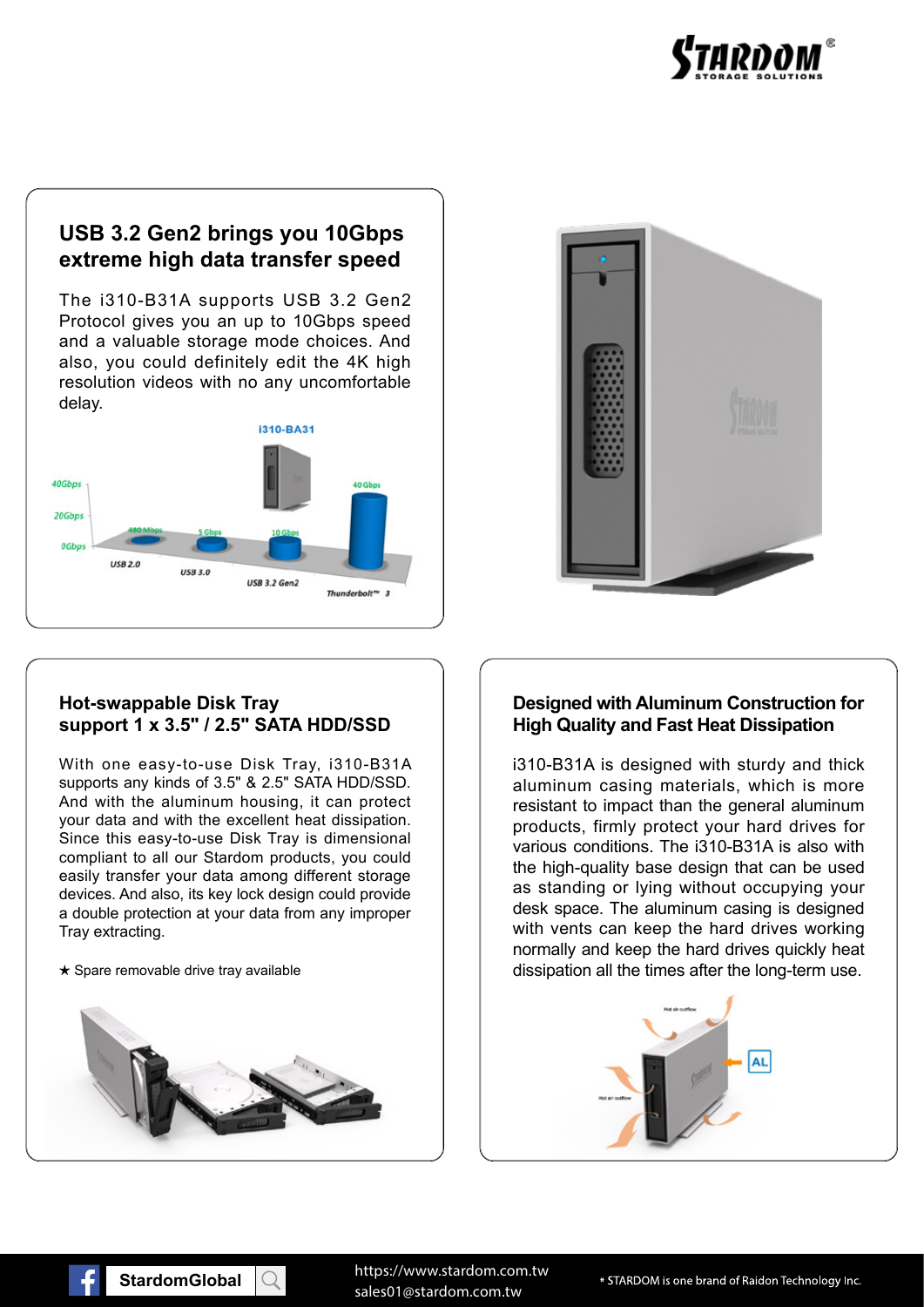## USB 3.2 Gen2 brings you 10Gbps extreme high data transfer speed

The i310-B31A supports USB 3.2 Gen2 Protocol gives you an up to 10Gbps speed and a valuable storage mode choices. And also, you could definitely edit the 4K high resolution videos with no any uncomfortable delay.

## Hot-swappable Disk Tray support 1 x 3.5" / 2.5" SATA HDD/SSD

With one easy-to-use Disk Tray, i310-B31A supports any kinds of 3.5" & 2.5" SATA HDD/SSD. And with the aluminum housing, it can protect your data and with the excellent heat dissipation. Since this easy-to-use Disk Tray is dimensional compliant to all our Stardom products, you could easily transfer your data among different storage devices. And also, its key lock design could provide a double protection at your data from any improper Tray extracting.

★ Spare removable drive tray available

## Designed with Aluminum Construction for High Quality and Fast Heat Dissipation

i310-B31A is designed with sturdy and thick aluminum casing materials, which is more resistant to impact than the general aluminum products, firmly protect your hard drives for various conditions. The i310-B31A is also with the high-quality base design that can be used as standing or lying without occupying your desk space. The aluminum casing is designed with vents can keep the hard drives working normally and keep the hard drives quickly heat dissipation all the times after the long-term use.

StardomGlobal

https://www.stardom.com.tw
sales01@stardom.com.tw

* STARDOM is one brand of Raidon Technology Inc.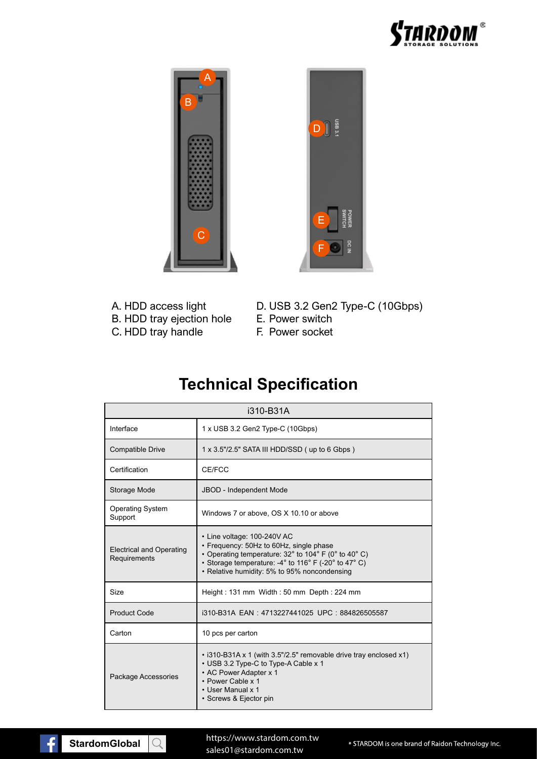A. HDD access light
B. HDD tray ejection hole
C. HDD tray handle

D. USB 3.2 Gen2 Type-C (10Gbps)
E. Power switch
F. Power socket

# Technical Specification

| i310-B31A | |
|---|---|
| Interface | 1 x USB 3.2 Gen2 Type-C (10Gbps) |
| Compatible Drive | 1 x 3.5"/2.5" SATA III HDD/SSD ( up to 6 Gbps ) |
| Certification | CE/FCC |
| Storage Mode | JBOD - Independent Mode |
| Operating System Support | Windows 7 or above, OS X 10.10 or above |
| Electrical and Operating Requirements | • Line voltage: 100-240V AC<br>• Frequency: 50Hz to 60Hz, single phase<br>• Operating temperature: 32° to 104° F (0° to 40° C)<br>• Storage temperature: -4° to 116° F (-20° to 47° C)<br>• Relative humidity: 5% to 95% noncondensing |
| Size | Height : 131 mm Width : 50 mm Depth : 224 mm |
| Product Code | i310-B31A EAN : 4713227441025 UPC : 884826505587 |
| Carton | 10 pcs per carton |
| Package Accessories | • i310-B31A x 1 (with 3.5"/2.5" removable drive tray enclosed x1)<br>• USB 3.2 Type-C to Type-A Cable x 1<br>• AC Power Adapter x 1<br>• Power Cable x 1<br>• User Manual x 1<br>• Screws & Ejector pin |

StardomGlobal

https://www.stardom.com.tw
sales01@stardom.com.tw

* STARDOM is one brand of Raidon Technology Inc.